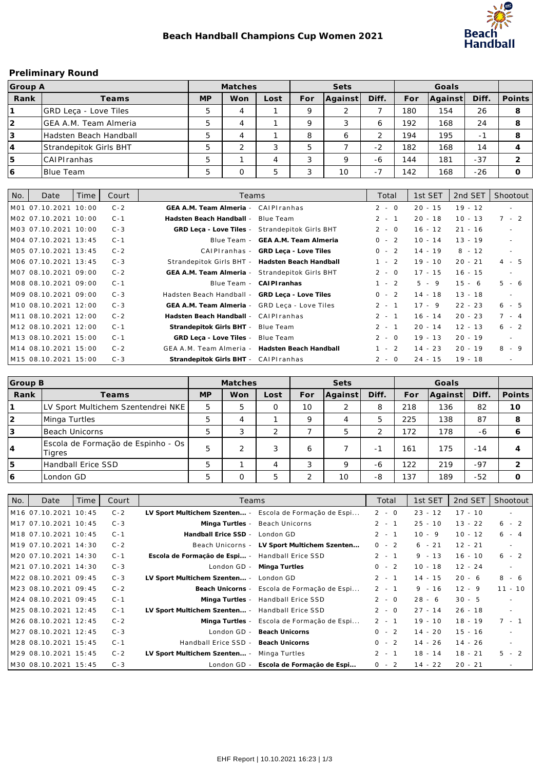# Beach Handball Champions Cup Women 2021

## Preliminary Round

| Group A | | Matches | | | Sets | | | Goals | | | |
|---|---|---|---|---|---|---|---|---|---|---|---|
| Rank | Teams | MP | Won | Lost | For | Against | Diff. | For | Against | Diff. | Points |
| 1 | GRD Leça - Love Tiles | 5 | 4 | 1 | 9 | 2 | 7 | 180 | 154 | 26 | 8 |
| 2 | GEA A.M. Team Almeria | 5 | 4 | 1 | 9 | 3 | 6 | 192 | 168 | 24 | 8 |
| 3 | Hadsten Beach Handball | 5 | 4 | 1 | 8 | 6 | 2 | 194 | 195 | -1 | 8 |
| 4 | Strandepitok Girls BHT | 5 | 2 | 3 | 5 | 7 | -2 | 182 | 168 | 14 | 4 |
| 5 | CAIPIranhas | 5 | 1 | 4 | 3 | 9 | -6 | 144 | 181 | -37 | 2 |
| 6 | Blue Team | 5 | 0 | 5 | 3 | 10 | -7 | 142 | 168 | -26 | 0 |

| No. | Date | Time | Court | Teams | Total | 1st SET | 2nd SET | Shootout |
|---|---|---|---|---|---|---|---|---|
| M01 | 07.10.2021 | 10:00 | C-2 | **GEA A.M. Team Almeria** - CAIPIranhas | 2 - 0 | 20 - 15 | 19 - 12 | - |
| M02 | 07.10.2021 | 10:00 | C-1 | **Hadsten Beach Handball** - Blue Team | 2 - 1 | 20 - 18 | 10 - 13 | 7 - 2 |
| M03 | 07.10.2021 | 10:00 | C-3 | **GRD Leça - Love Tiles** - Strandepitok Girls BHT | 2 - 0 | 16 - 12 | 21 - 16 | - |
| M04 | 07.10.2021 | 13:45 | C-1 | Blue Team - **GEA A.M. Team Almeria** | 0 - 2 | 10 - 14 | 13 - 19 | - |
| M05 | 07.10.2021 | 13:45 | C-2 | CAIPIranhas - **GRD Leça - Love Tiles** | 0 - 2 | 14 - 19 | 8 - 12 | - |
| M06 | 07.10.2021 | 13:45 | C-3 | Strandepitok Girls BHT - **Hadsten Beach Handball** | 1 - 2 | 19 - 10 | 20 - 21 | 4 - 5 |
| M07 | 08.10.2021 | 09:00 | C-2 | **GEA A.M. Team Almeria** - Strandepitok Girls BHT | 2 - 0 | 17 - 15 | 16 - 15 | - |
| M08 | 08.10.2021 | 09:00 | C-1 | Blue Team - **CAIPIranhas** | 1 - 2 | 5 - 9 | 15 - 6 | 5 - 6 |
| M09 | 08.10.2021 | 09:00 | C-3 | Hadsten Beach Handball - **GRD Leça - Love Tiles** | 0 - 2 | 14 - 18 | 13 - 18 | - |
| M10 | 08.10.2021 | 12:00 | C-3 | **GEA A.M. Team Almeria** - GRD Leça - Love Tiles | 2 - 1 | 17 - 9 | 22 - 23 | 6 - 5 |
| M11 | 08.10.2021 | 12:00 | C-2 | **Hadsten Beach Handball** - CAIPIranhas | 2 - 1 | 16 - 14 | 20 - 23 | 7 - 4 |
| M12 | 08.10.2021 | 12:00 | C-1 | **Strandepitok Girls BHT** - Blue Team | 2 - 1 | 20 - 14 | 12 - 13 | 6 - 2 |
| M13 | 08.10.2021 | 15:00 | C-1 | **GRD Leça - Love Tiles** - Blue Team | 2 - 0 | 19 - 13 | 20 - 19 | - |
| M14 | 08.10.2021 | 15:00 | C-2 | GEA A.M. Team Almeria - **Hadsten Beach Handball** | 1 - 2 | 14 - 23 | 20 - 19 | 8 - 9 |
| M15 | 08.10.2021 | 15:00 | C-3 | **Strandepitok Girls BHT** - CAIPIranhas | 2 - 0 | 24 - 15 | 19 - 18 | - |

| Group B | | Matches | | | Sets | | | Goals | | | |
|---|---|---|---|---|---|---|---|---|---|---|---|
| Rank | Teams | MP | Won | Lost | For | Against | Diff. | For | Against | Diff. | Points |
| 1 | LV Sport Multichem Szentendrei NKE | 5 | 5 | 0 | 10 | 2 | 8 | 218 | 136 | 82 | 10 |
| 2 | Minga Turtles | 5 | 4 | 1 | 9 | 4 | 5 | 225 | 138 | 87 | 8 |
| 3 | Beach Unicorns | 5 | 3 | 2 | 7 | 5 | 2 | 172 | 178 | -6 | 6 |
| 4 | Escola de Formação de Espinho - Os Tigres | 5 | 2 | 3 | 6 | 7 | -1 | 161 | 175 | -14 | 4 |
| 5 | Handball Erice SSD | 5 | 1 | 4 | 3 | 9 | -6 | 122 | 219 | -97 | 2 |
| 6 | London GD | 5 | 0 | 5 | 2 | 10 | -8 | 137 | 189 | -52 | 0 |

| No. | Date | Time | Court | Teams | Total | 1st SET | 2nd SET | Shootout |
|---|---|---|---|---|---|---|---|---|
| M16 | 07.10.2021 | 10:45 | C-2 | **LV Sport Multichem Szenten...** - Escola de Formação de Espi... | 2 - 0 | 23 - 12 | 17 - 10 | - |
| M17 | 07.10.2021 | 10:45 | C-3 | **Minga Turtles** - Beach Unicorns | 2 - 1 | 25 - 10 | 13 - 22 | 6 - 2 |
| M18 | 07.10.2021 | 10:45 | C-1 | **Handball Erice SSD** - London GD | 2 - 1 | 10 - 9 | 10 - 12 | 6 - 4 |
| M19 | 07.10.2021 | 14:30 | C-2 | Beach Unicorns - **LV Sport Multichem Szenten...** | 0 - 2 | 6 - 21 | 12 - 21 | - |
| M20 | 07.10.2021 | 14:30 | C-1 | **Escola de Formação de Espi...** - Handball Erice SSD | 2 - 1 | 9 - 13 | 16 - 10 | 6 - 2 |
| M21 | 07.10.2021 | 14:30 | C-3 | London GD - **Minga Turtles** | 0 - 2 | 10 - 18 | 12 - 24 | - |
| M22 | 08.10.2021 | 09:45 | C-3 | **LV Sport Multichem Szenten...** - London GD | 2 - 1 | 14 - 15 | 20 - 6 | 8 - 6 |
| M23 | 08.10.2021 | 09:45 | C-2 | **Beach Unicorns** - Escola de Formação de Espi... | 2 - 1 | 9 - 16 | 12 - 9 | 11 - 10 |
| M24 | 08.10.2021 | 09:45 | C-1 | **Minga Turtles** - Handball Erice SSD | 2 - 0 | 28 - 6 | 30 - 5 | - |
| M25 | 08.10.2021 | 12:45 | C-1 | **LV Sport Multichem Szenten...** - Handball Erice SSD | 2 - 0 | 27 - 14 | 26 - 18 | - |
| M26 | 08.10.2021 | 12:45 | C-2 | **Minga Turtles** - Escola de Formação de Espi... | 2 - 1 | 19 - 10 | 18 - 19 | 7 - 1 |
| M27 | 08.10.2021 | 12:45 | C-3 | London GD - **Beach Unicorns** | 0 - 2 | 14 - 20 | 15 - 16 | - |
| M28 | 08.10.2021 | 15:45 | C-1 | Handball Erice SSD - **Beach Unicorns** | 0 - 2 | 14 - 26 | 14 - 26 | - |
| M29 | 08.10.2021 | 15:45 | C-2 | **LV Sport Multichem Szenten...** - Minga Turtles | 2 - 1 | 18 - 14 | 18 - 21 | 5 - 2 |
| M30 | 08.10.2021 | 15:45 | C-3 | London GD - **Escola de Formação de Espi...** | 0 - 2 | 14 - 22 | 20 - 21 | - |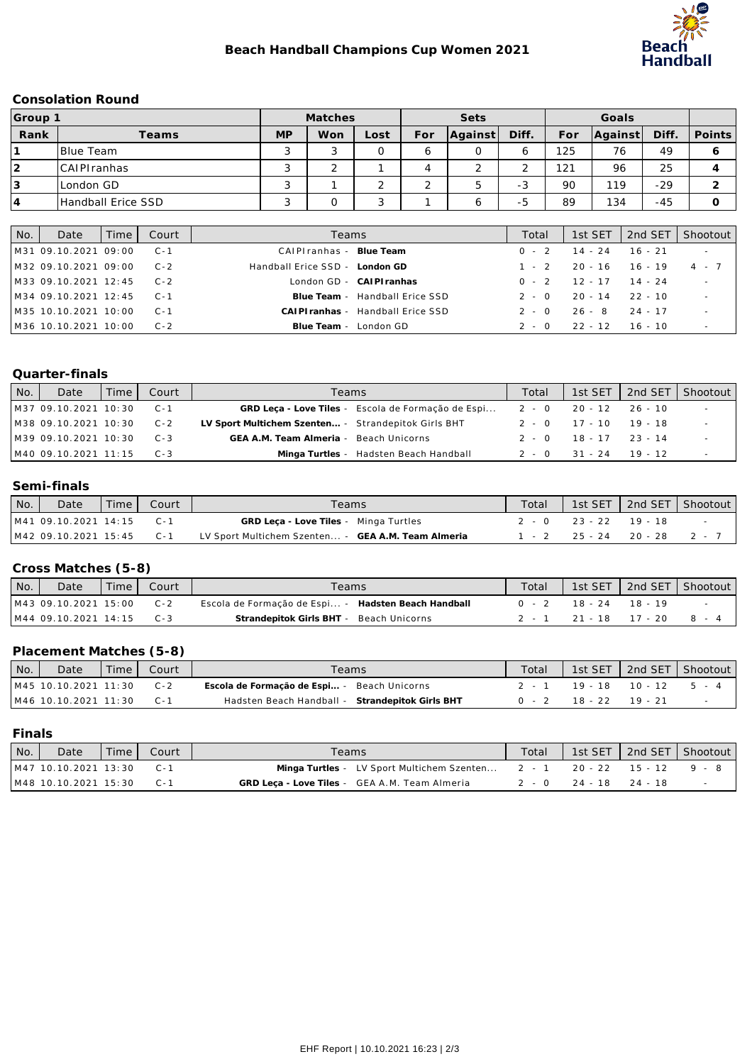# Beach Handball Champions Cup Women 2021

## Consolation Round

| Group 1 | | Matches | | | Sets | | | Goals | | | |
|---|---|---|---|---|---|---|---|---|---|---|---|
| Rank | Teams | MP | Won | Lost | For | Against | Diff. | For | Against | Diff. | Points |
| 1 | Blue Team | 3 | 3 | 0 | 6 | 0 | 6 | 125 | 76 | 49 | 6 |
| 2 | CAIPIranhas | 3 | 2 | 1 | 4 | 2 | 2 | 121 | 96 | 25 | 4 |
| 3 | London GD | 3 | 1 | 2 | 2 | 5 | -3 | 90 | 119 | -29 | 2 |
| 4 | Handball Erice SSD | 3 | 0 | 3 | 1 | 6 | -5 | 89 | 134 | -45 | 0 |

| No. | Date | Time | Court | Teams | Total | 1st SET | 2nd SET | Shootout |
|---|---|---|---|---|---|---|---|---|
| M31 | 09.10.2021 | 09:00 | C-1 | CAIPIranhas - **Blue Team** | 0 - 2 | 14 - 24 | 16 - 21 | - |
| M32 | 09.10.2021 | 09:00 | C-2 | Handball Erice SSD - **London GD** | 1 - 2 | 20 - 16 | 16 - 19 | 4 - 7 |
| M33 | 09.10.2021 | 12:45 | C-2 | London GD - **CAIPIranhas** | 0 - 2 | 12 - 17 | 14 - 24 | - |
| M34 | 09.10.2021 | 12:45 | C-1 | **Blue Team** - Handball Erice SSD | 2 - 0 | 20 - 14 | 22 - 10 | - |
| M35 | 10.10.2021 | 10:00 | C-1 | **CAIPIranhas** - Handball Erice SSD | 2 - 0 | 26 - 8 | 24 - 17 | - |
| M36 | 10.10.2021 | 10:00 | C-2 | **Blue Team** - London GD | 2 - 0 | 22 - 12 | 16 - 10 | - |

## Quarter-finals

| No. | Date | Time | Court | Teams | Total | 1st SET | 2nd SET | Shootout |
|---|---|---|---|---|---|---|---|---|
| M37 | 09.10.2021 | 10:30 | C-1 | **GRD Leça - Love Tiles** - Escola de Formação de Espi... | 2 - 0 | 20 - 12 | 26 - 10 | - |
| M38 | 09.10.2021 | 10:30 | C-2 | **LV Sport Multichem Szenten...** - Strandepitok Girls BHT | 2 - 0 | 17 - 10 | 19 - 18 | - |
| M39 | 09.10.2021 | 10:30 | C-3 | **GEA A.M. Team Almeria** - Beach Unicorns | 2 - 0 | 18 - 17 | 23 - 14 | - |
| M40 | 09.10.2021 | 11:15 | C-3 | **Minga Turtles** - Hadsten Beach Handball | 2 - 0 | 31 - 24 | 19 - 12 | - |

## Semi-finals

| No. | Date | Time | Court | Teams | Total | 1st SET | 2nd SET | Shootout |
|---|---|---|---|---|---|---|---|---|
| M41 | 09.10.2021 | 14:15 | C-1 | **GRD Leça - Love Tiles** - Minga Turtles | 2 - 0 | 23 - 22 | 19 - 18 | - |
| M42 | 09.10.2021 | 15:45 | C-1 | LV Sport Multichem Szenten... - **GEA A.M. Team Almeria** | 1 - 2 | 25 - 24 | 20 - 28 | 2 - 7 |

## Cross Matches (5-8)

| No. | Date | Time | Court | Teams | Total | 1st SET | 2nd SET | Shootout |
|---|---|---|---|---|---|---|---|---|
| M43 | 09.10.2021 | 15:00 | C-2 | Escola de Formação de Espi... - **Hadsten Beach Handball** | 0 - 2 | 18 - 24 | 18 - 19 | - |
| M44 | 09.10.2021 | 14:15 | C-3 | **Strandepitok Girls BHT** - Beach Unicorns | 2 - 1 | 21 - 18 | 17 - 20 | 8 - 4 |

## Placement Matches (5-8)

| No. | Date | Time | Court | Teams | Total | 1st SET | 2nd SET | Shootout |
|---|---|---|---|---|---|---|---|---|
| M45 | 10.10.2021 | 11:30 | C-2 | **Escola de Formação de Espi...** - Beach Unicorns | 2 - 1 | 19 - 18 | 10 - 12 | 5 - 4 |
| M46 | 10.10.2021 | 11:30 | C-1 | Hadsten Beach Handball - **Strandepitok Girls BHT** | 0 - 2 | 18 - 22 | 19 - 21 | - |

## Finals

| No. | Date | Time | Court | Teams | Total | 1st SET | 2nd SET | Shootout |
|---|---|---|---|---|---|---|---|---|
| M47 | 10.10.2021 | 13:30 | C-1 | **Minga Turtles** - LV Sport Multichem Szenten... | 2 - 1 | 20 - 22 | 15 - 12 | 9 - 8 |
| M48 | 10.10.2021 | 15:30 | C-1 | **GRD Leça - Love Tiles** - GEA A.M. Team Almeria | 2 - 0 | 24 - 18 | 24 - 18 | - |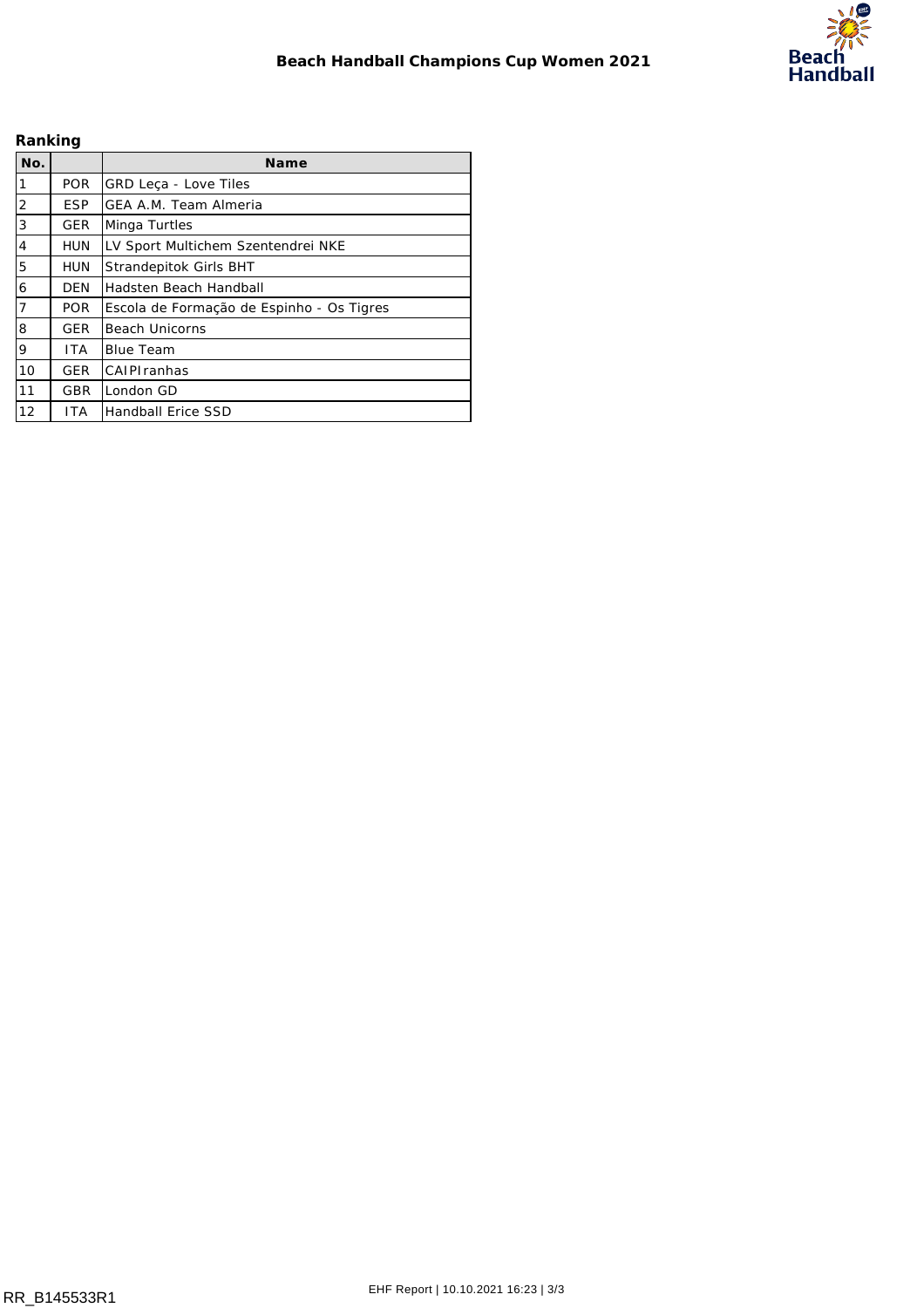# Beach Handball Champions Cup Women 2021

## Ranking

| No. | | Name |
|---|---|---|
| 1 | POR | GRD Leça - Love Tiles |
| 2 | ESP | GEA A.M. Team Almeria |
| 3 | GER | Minga Turtles |
| 4 | HUN | LV Sport Multichem Szentendrei NKE |
| 5 | HUN | Strandepitok Girls BHT |
| 6 | DEN | Hadsten Beach Handball |
| 7 | POR | Escola de Formação de Espinho - Os Tigres |
| 8 | GER | Beach Unicorns |
| 9 | ITA | Blue Team |
| 10 | GER | CAIPIranhas |
| 11 | GBR | London GD |
| 12 | ITA | Handball Erice SSD |

RR_B145533R1

EHF Report | 10.10.2021 16:23